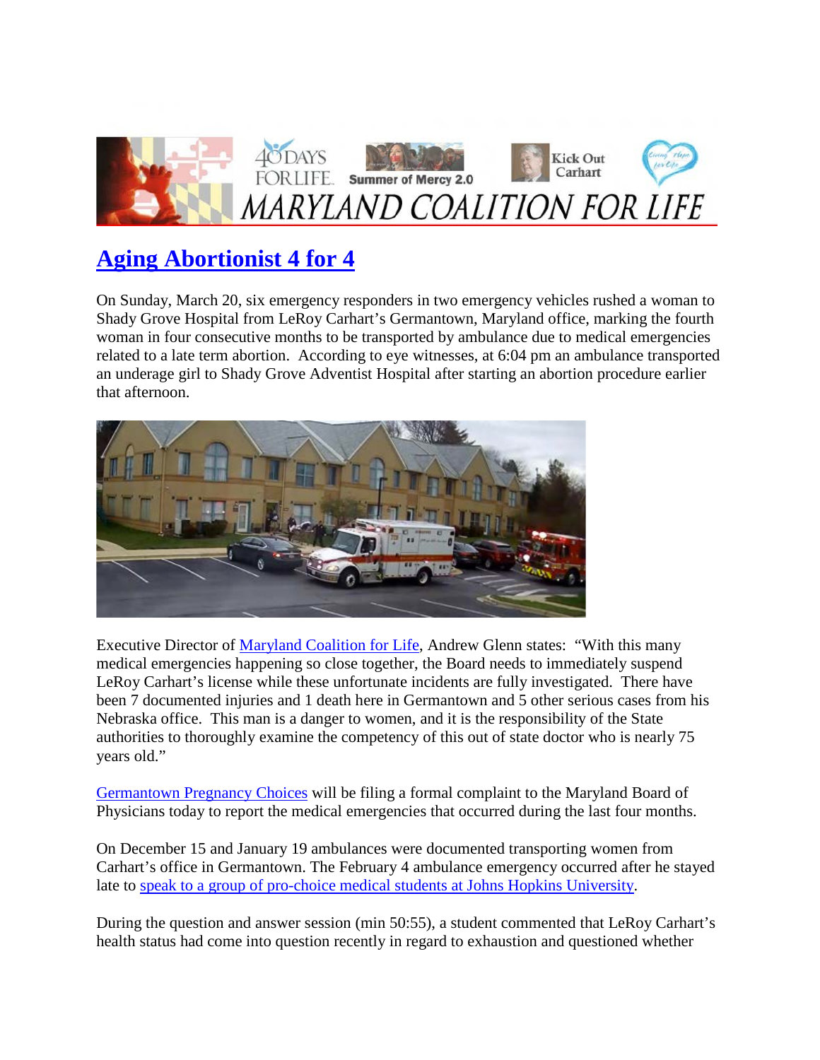# [Aging Abortionist 4 for 4]

On Sunday, March 20, six emergency responders in two emergency vehicles rushed a woman to Shady Grove Hospital from LeRoy Carhart's Germantown, Maryland office, marking the fourth woman in four consecutive months to be transported by ambulance due to medical emergencies related to a late term abortion. According to eye witnesses, at 6:04 pm an ambulance transported an underage girl to Shady Grove Adventist Hospital after starting an abortion procedure earlier that afternoon.

Executive Director of Maryland Coalition for Life, Andrew Glenn states: "With this many medical emergencies happening so close together, the Board needs to immediately suspend LeRoy Carhart's license while these unfortunate incidents are fully investigated. There have been 7 documented injuries and 1 death here in Germantown and 5 other serious cases from his Nebraska office. This man is a danger to women, and it is the responsibility of the State authorities to thoroughly examine the competency of this out of state doctor who is nearly 75 years old."

Germantown Pregnancy Choices will be filing a formal complaint to the Maryland Board of Physicians today to report the medical emergencies that occurred during the last four months.

On December 15 and January 19 ambulances were documented transporting women from Carhart's office in Germantown. The February 4 ambulance emergency occurred after he stayed late to speak to a group of pro-choice medical students at Johns Hopkins University.

During the question and answer session (min 50:55), a student commented that LeRoy Carhart's health status had come into question recently in regard to exhaustion and questioned whether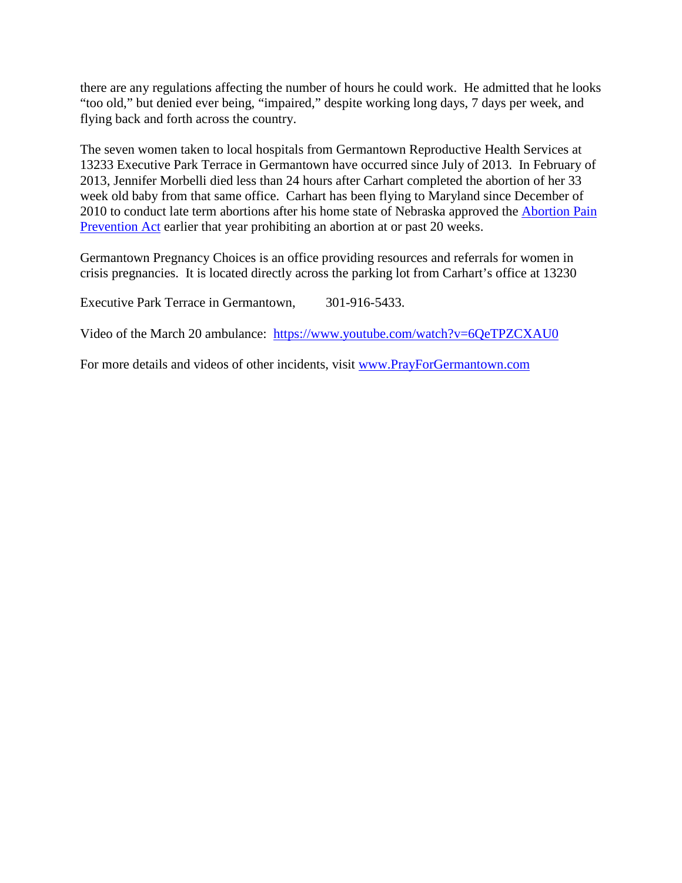there are any regulations affecting the number of hours he could work. He admitted that he looks "too old," but denied ever being, "impaired," despite working long days, 7 days per week, and flying back and forth across the country.

The seven women taken to local hospitals from Germantown Reproductive Health Services at 13233 Executive Park Terrace in Germantown have occurred since July of 2013. In February of 2013, Jennifer Morbelli died less than 24 hours after Carhart completed the abortion of her 33 week old baby from that same office. Carhart has been flying to Maryland since December of 2010 to conduct late term abortions after his home state of Nebraska approved the [Abortion Pain Prevention Act]() earlier that year prohibiting an abortion at or past 20 weeks.

Germantown Pregnancy Choices is an office providing resources and referrals for women in crisis pregnancies. It is located directly across the parking lot from Carhart's office at 13230

Executive Park Terrace in Germantown, 301-916-5433.

Video of the March 20 ambulance: [https://www.youtube.com/watch?v=6QeTPZCXAU0](https://www.youtube.com/watch?v=6QeTPZCXAU0)

For more details and videos of other incidents, visit [www.PrayForGermantown.com](www.PrayForGermantown.com)